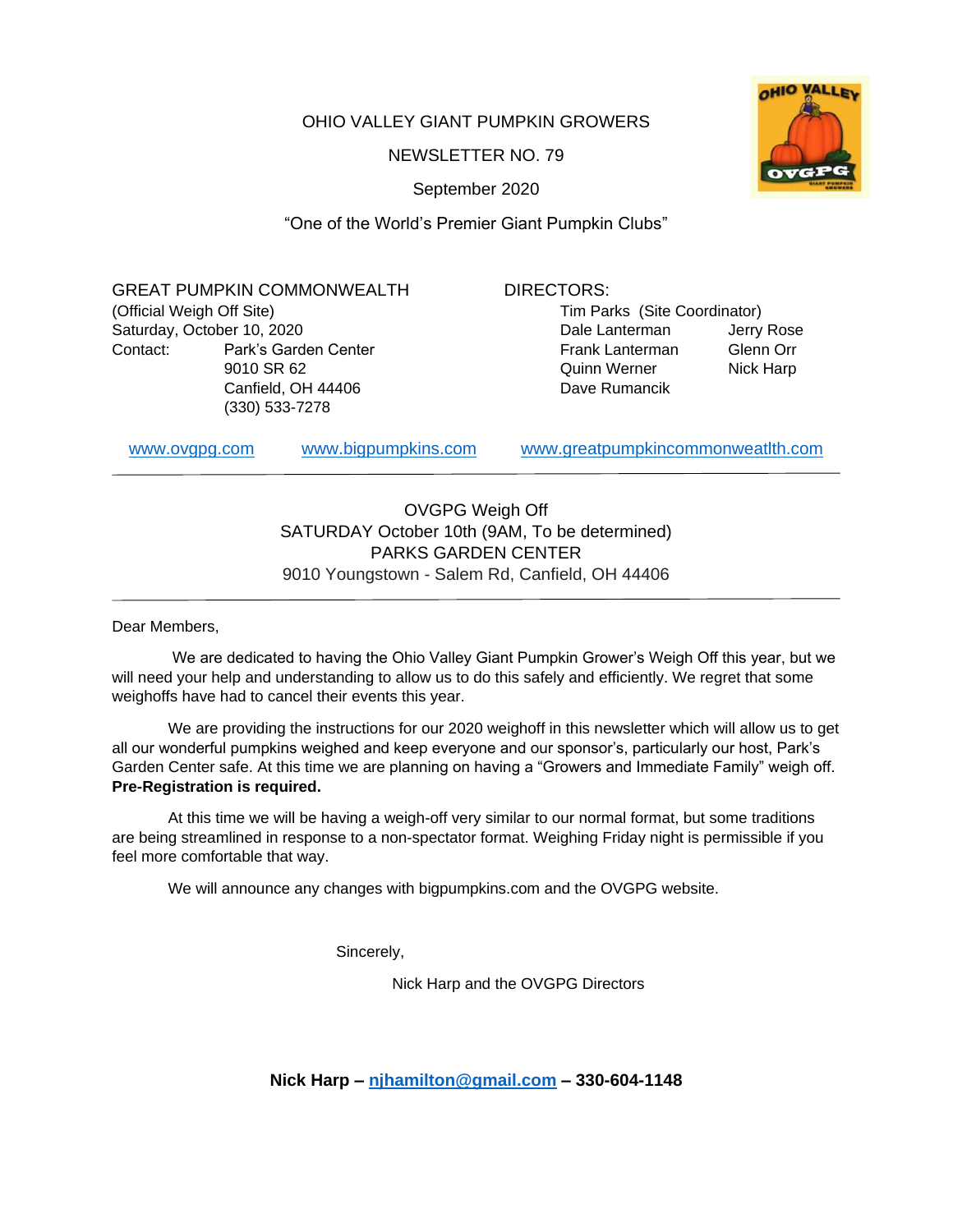# OHIO VALLEY GIANT PUMPKIN GROWERS

## NEWSLETTER NO. 79

September 2020

"One of the World's Premier Giant Pumpkin Clubs"

GREAT PUMPKIN COMMONWEALTH
(Official Weigh Off Site)
Saturday, October 10, 2020
Contact: Park's Garden Center
9010 SR 62
Canfield, OH 44406
(330) 533-7278

DIRECTORS:
Tim Parks (Site Coordinator)
Dale Lanterman
Frank Lanterman
Quinn Werner
Dave Rumancik
Jerry Rose
Glenn Orr
Nick Harp

www.ovgpg.com www.bigpumpkins.com www.greatpumpkincommonweatlth.com

---

OVGPG Weigh Off
SATURDAY October 10th (9AM, To be determined)
PARKS GARDEN CENTER
9010 Youngstown - Salem Rd, Canfield, OH 44406

---

Dear Members,

We are dedicated to having the Ohio Valley Giant Pumpkin Grower's Weigh Off this year, but we will need your help and understanding to allow us to do this safely and efficiently. We regret that some weighoffs have had to cancel their events this year.

We are providing the instructions for our 2020 weighoff in this newsletter which will allow us to get all our wonderful pumpkins weighed and keep everyone and our sponsor's, particularly our host, Park's Garden Center safe. At this time we are planning on having a "Growers and Immediate Family" weigh off. **Pre-Registration is required.**

At this time we will be having a weigh-off very similar to our normal format, but some traditions are being streamlined in response to a non-spectator format. Weighing Friday night is permissible if you feel more comfortable that way.

We will announce any changes with bigpumpkins.com and the OVGPG website.

Sincerely,

Nick Harp and the OVGPG Directors

**Nick Harp – njhamilton@gmail.com – 330-604-1148**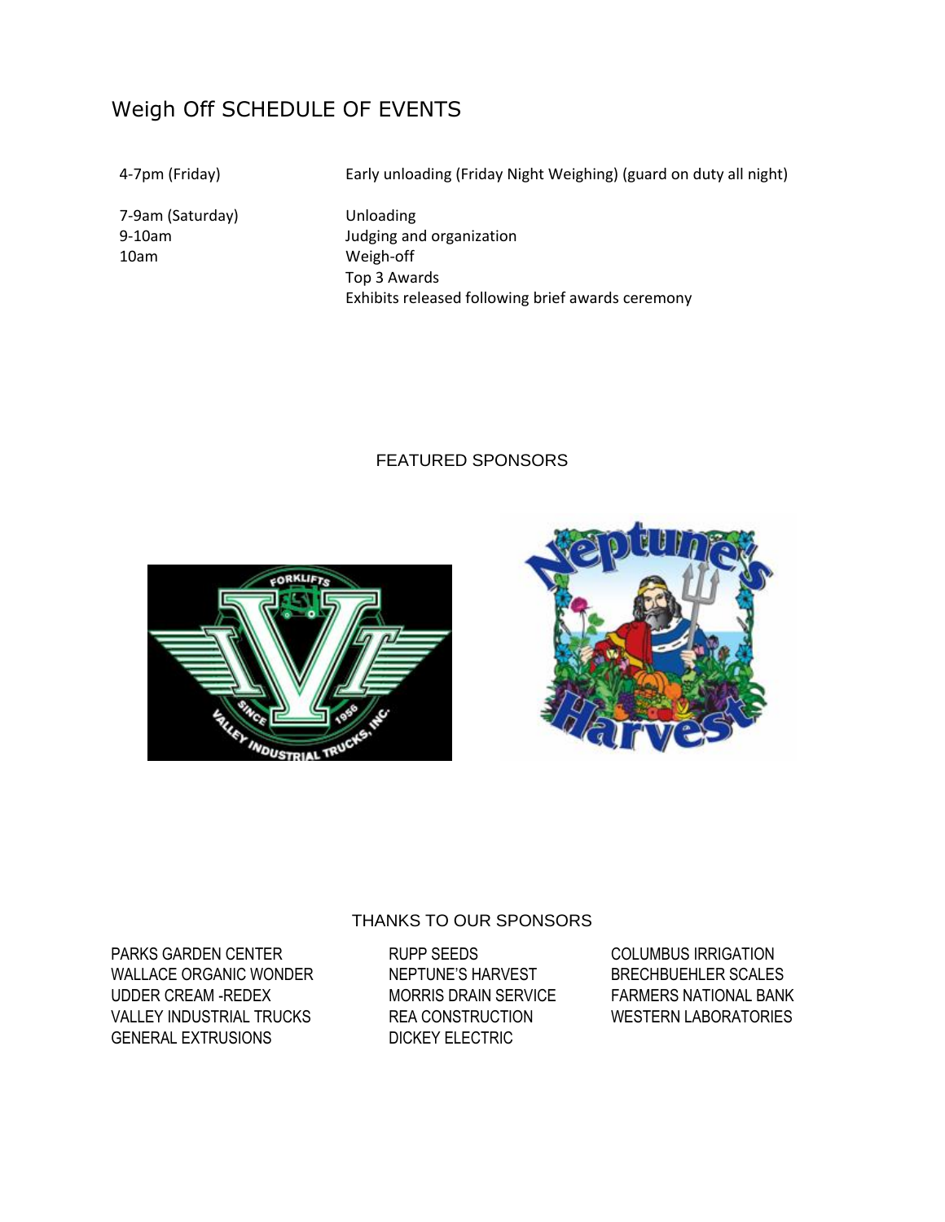# Weigh Off SCHEDULE OF EVENTS

| | |
|---|---|
| 4-7pm (Friday) | Early unloading (Friday Night Weighing) (guard on duty all night) |
| 7-9am (Saturday) | Unloading |
| 9-10am | Judging and organization |
| 10am | Weigh-off |
| | Top 3 Awards |
| | Exhibits released following brief awards ceremony |

## FEATURED SPONSORS

## THANKS TO OUR SPONSORS

PARKS GARDEN CENTER
WALLACE ORGANIC WONDER
UDDER CREAM -REDEX
VALLEY INDUSTRIAL TRUCKS
GENERAL EXTRUSIONS

RUPP SEEDS
NEPTUNE'S HARVEST
MORRIS DRAIN SERVICE
REA CONSTRUCTION
DICKEY ELECTRIC

COLUMBUS IRRIGATION
BRECHBUEHLER SCALES
FARMERS NATIONAL BANK
WESTERN LABORATORIES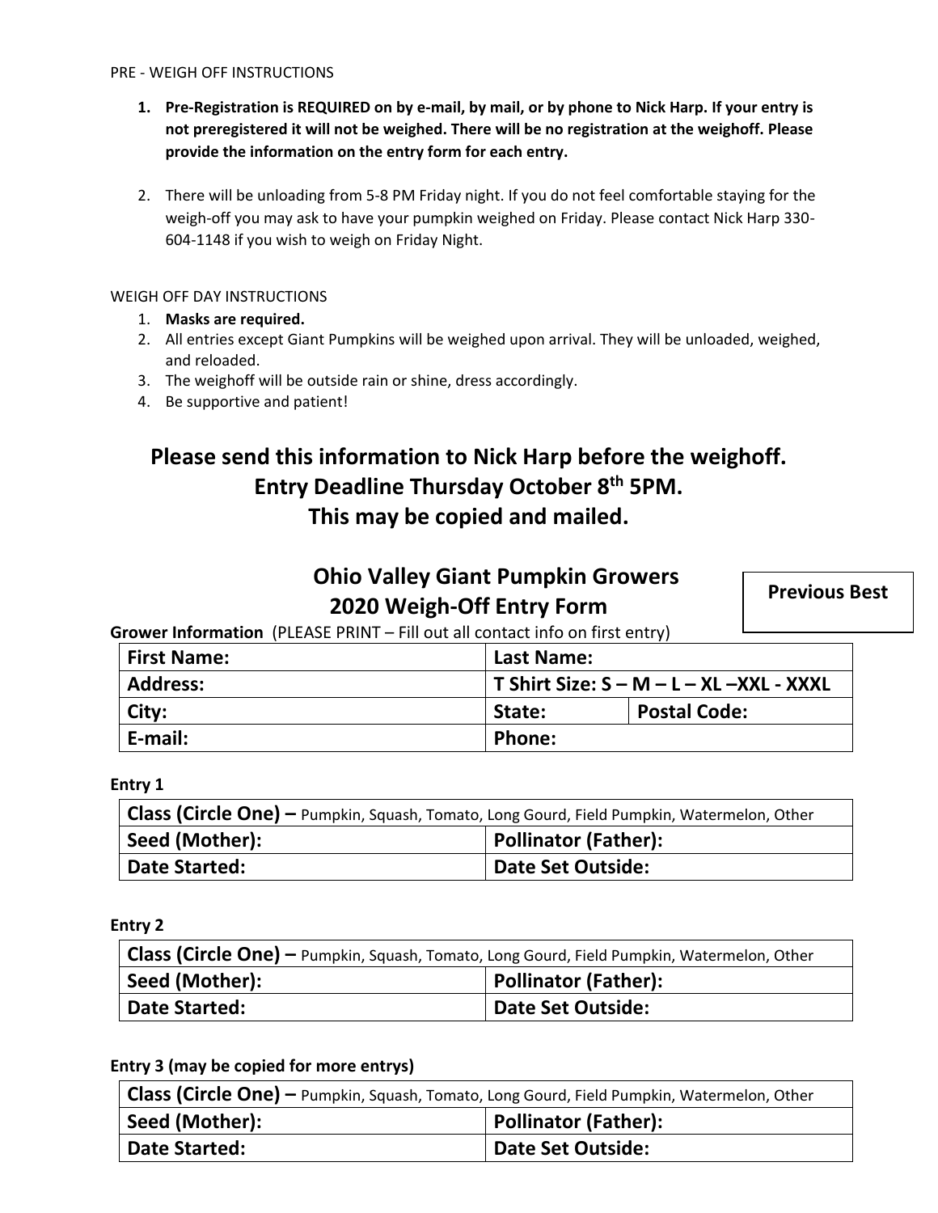PRE - WEIGH OFF INSTRUCTIONS

1. **Pre-Registration is REQUIRED on by e-mail, by mail, or by phone to Nick Harp. If your entry is not preregistered it will not be weighed. There will be no registration at the weighoff. Please provide the information on the entry form for each entry.**

2. There will be unloading from 5-8 PM Friday night. If you do not feel comfortable staying for the weigh-off you may ask to have your pumpkin weighed on Friday. Please contact Nick Harp 330-604-1148 if you wish to weigh on Friday Night.

WEIGH OFF DAY INSTRUCTIONS

1. **Masks are required.**
2. All entries except Giant Pumpkins will be weighed upon arrival. They will be unloaded, weighed, and reloaded.
3. The weighoff will be outside rain or shine, dress accordingly.
4. Be supportive and patient!

## Please send this information to Nick Harp before the weighoff.
## Entry Deadline Thursday October 8th 5PM.
## This may be copied and mailed.

## Ohio Valley Giant Pumpkin Growers
## 2020 Weigh-Off Entry Form

| **Previous Best** |
|---|
| |

**Grower Information** (PLEASE PRINT – Fill out all contact info on first entry)

| **First Name:** | **Last Name:** | |
|---|---|---|
| **Address:** | **T Shirt Size: S – M – L – XL –XXL - XXXL** | |
| **City:** | **State:** | **Postal Code:** |
| **E-mail:** | **Phone:** | |

**Entry 1**

| **Class (Circle One) –** Pumpkin, Squash, Tomato, Long Gourd, Field Pumpkin, Watermelon, Other | |
|---|---|
| **Seed (Mother):** | **Pollinator (Father):** |
| **Date Started:** | **Date Set Outside:** |

**Entry 2**

| **Class (Circle One) –** Pumpkin, Squash, Tomato, Long Gourd, Field Pumpkin, Watermelon, Other | |
|---|---|
| **Seed (Mother):** | **Pollinator (Father):** |
| **Date Started:** | **Date Set Outside:** |

**Entry 3 (may be copied for more entrys)**

| **Class (Circle One) –** Pumpkin, Squash, Tomato, Long Gourd, Field Pumpkin, Watermelon, Other | |
|---|---|
| **Seed (Mother):** | **Pollinator (Father):** |
| **Date Started:** | **Date Set Outside:** |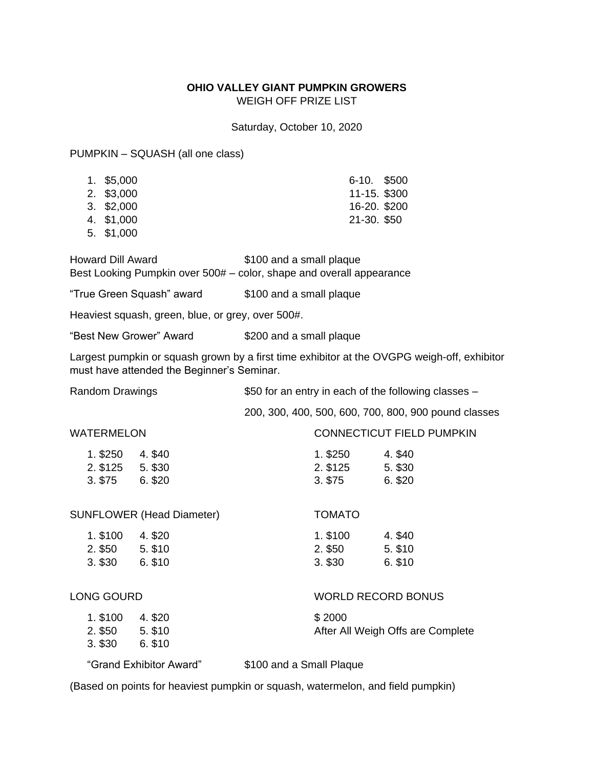**OHIO VALLEY GIANT PUMPKIN GROWERS**

WEIGH OFF PRIZE LIST

Saturday, October 10, 2020

PUMPKIN – SQUASH (all one class)

1. $5,000
2. $3,000
3. $2,000
4. $1,000
5. $1,000

6-10. $500
11-15. $300
16-20. $200
21-30. $50

Howard Dill Award — $100 and a small plaque

Best Looking Pumpkin over 500# – color, shape and overall appearance

"True Green Squash" award — $100 and a small plaque

Heaviest squash, green, blue, or grey, over 500#.

"Best New Grower" Award — $200 and a small plaque

Largest pumpkin or squash grown by a first time exhibitor at the OVGPG weigh-off, exhibitor must have attended the Beginner's Seminar.

Random Drawings — $50 for an entry in each of the following classes –

200, 300, 400, 500, 600, 700, 800, 900 pound classes

WATERMELON

1. $250
2. $125
3. $75
4. $40
5. $30
6. $20

CONNECTICUT FIELD PUMPKIN

1. $250
2. $125
3. $75
4. $40
5. $30
6. $20

SUNFLOWER (Head Diameter)

1. $100
2. $50
3. $30
4. $20
5. $10
6. $10

TOMATO

1. $100
2. $50
3. $30
4. $40
5. $10
6. $10

LONG GOURD

1. $100
2. $50
3. $30
4. $20
5. $10
6. $10

WORLD RECORD BONUS

$ 2000

After All Weigh Offs are Complete

"Grand Exhibitor Award" — $100 and a Small Plaque

(Based on points for heaviest pumpkin or squash, watermelon, and field pumpkin)